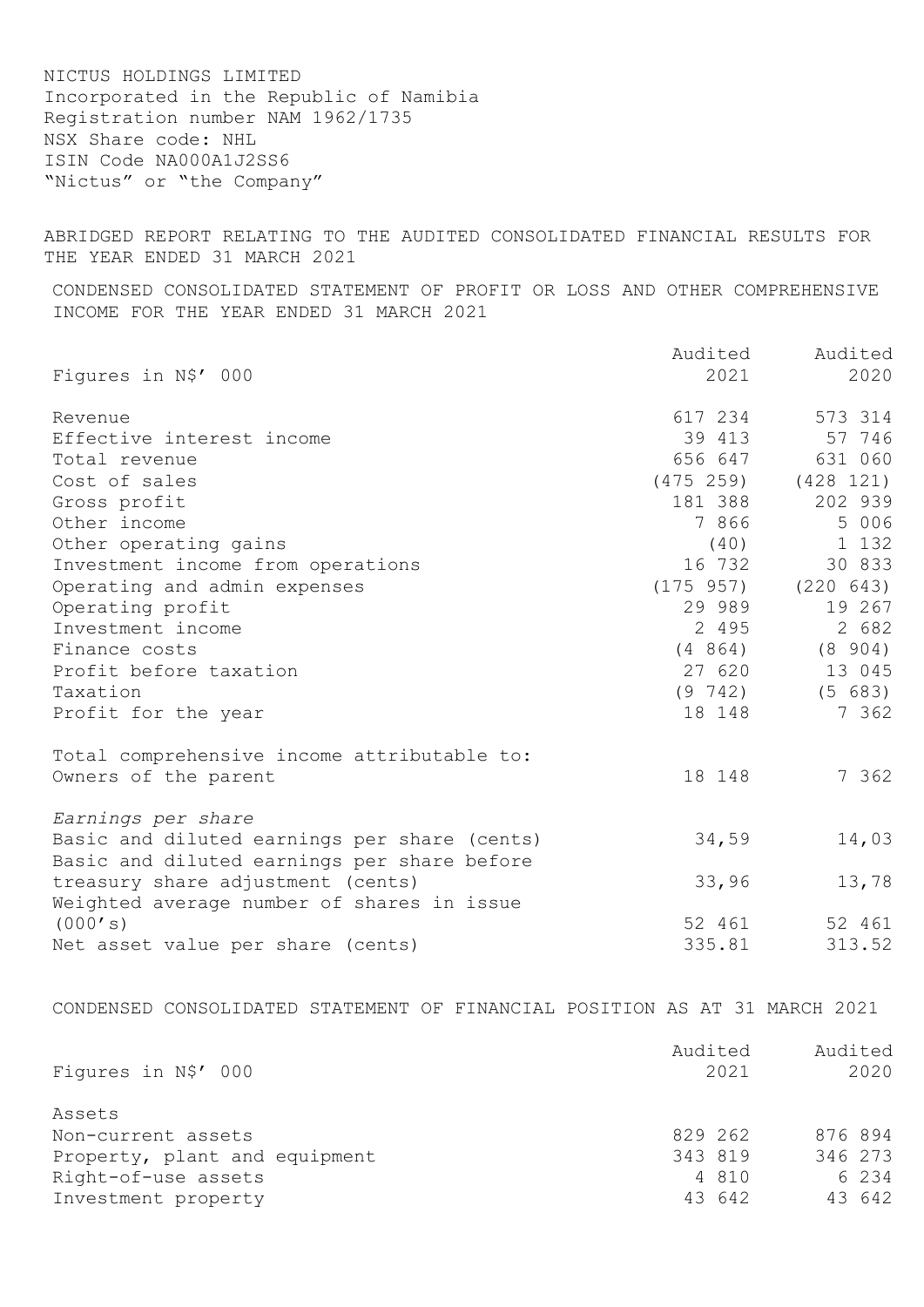NICTUS HOLDINGS LIMITED
Incorporated in the Republic of Namibia
Registration number NAM 1962/1735
NSX Share code: NHL
ISIN Code NA000A1J2SS6
"Nictus" or "the Company"

ABRIDGED REPORT RELATING TO THE AUDITED CONSOLIDATED FINANCIAL RESULTS FOR THE YEAR ENDED 31 MARCH 2021

CONDENSED CONSOLIDATED STATEMENT OF PROFIT OR LOSS AND OTHER COMPREHENSIVE INCOME FOR THE YEAR ENDED 31 MARCH 2021

| Figures in N$' 000 | Audited 2021 | Audited 2020 |
|---|---|---|
| Revenue | 617 234 | 573 314 |
| Effective interest income | 39 413 | 57 746 |
| Total revenue | 656 647 | 631 060 |
| Cost of sales | (475 259) | (428 121) |
| Gross profit | 181 388 | 202 939 |
| Other income | 7 866 | 5 006 |
| Other operating gains | (40) | 1 132 |
| Investment income from operations | 16 732 | 30 833 |
| Operating and admin expenses | (175 957) | (220 643) |
| Operating profit | 29 989 | 19 267 |
| Investment income | 2 495 | 2 682 |
| Finance costs | (4 864) | (8 904) |
| Profit before taxation | 27 620 | 13 045 |
| Taxation | (9 742) | (5 683) |
| Profit for the year | 18 148 | 7 362 |
| | | |
| Total comprehensive income attributable to: | | |
| Owners of the parent | 18 148 | 7 362 |
| | | |
| *Earnings per share* | | |
| Basic and diluted earnings per share (cents) | 34,59 | 14,03 |
| Basic and diluted earnings per share before treasury share adjustment (cents) | 33,96 | 13,78 |
| Weighted average number of shares in issue (000's) | 52 461 | 52 461 |
| Net asset value per share (cents) | 335.81 | 313.52 |

CONDENSED CONSOLIDATED STATEMENT OF FINANCIAL POSITION AS AT 31 MARCH 2021

| Figures in N$' 000 | Audited 2021 | Audited 2020 |
|---|---|---|
| Assets | | |
| Non-current assets | 829 262 | 876 894 |
| Property, plant and equipment | 343 819 | 346 273 |
| Right-of-use assets | 4 810 | 6 234 |
| Investment property | 43 642 | 43 642 |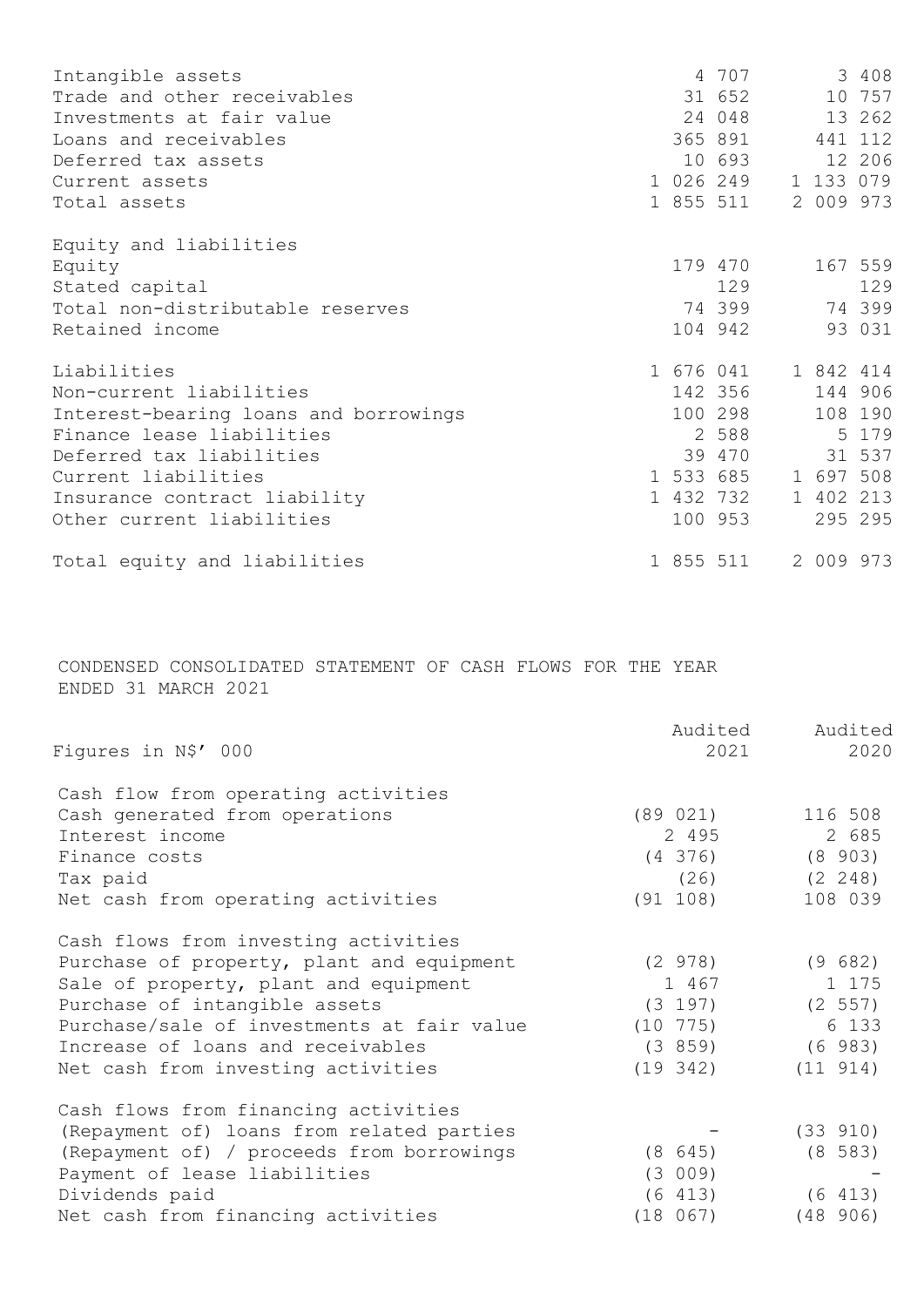| | | |
|---|---|---|
| Intangible assets | 4 707 | 3 408 |
| Trade and other receivables | 31 652 | 10 757 |
| Investments at fair value | 24 048 | 13 262 |
| Loans and receivables | 365 891 | 441 112 |
| Deferred tax assets | 10 693 | 12 206 |
| Current assets | 1 026 249 | 1 133 079 |
| Total assets | 1 855 511 | 2 009 973 |
| | | |
| Equity and liabilities | | |
| Equity | 179 470 | 167 559 |
| Stated capital | 129 | 129 |
| Total non-distributable reserves | 74 399 | 74 399 |
| Retained income | 104 942 | 93 031 |
| | | |
| Liabilities | 1 676 041 | 1 842 414 |
| Non-current liabilities | 142 356 | 144 906 |
| Interest-bearing loans and borrowings | 100 298 | 108 190 |
| Finance lease liabilities | 2 588 | 5 179 |
| Deferred tax liabilities | 39 470 | 31 537 |
| Current liabilities | 1 533 685 | 1 697 508 |
| Insurance contract liability | 1 432 732 | 1 402 213 |
| Other current liabilities | 100 953 | 295 295 |
| | | |
| Total equity and liabilities | 1 855 511 | 2 009 973 |

CONDENSED CONSOLIDATED STATEMENT OF CASH FLOWS FOR THE YEAR ENDED 31 MARCH 2021

| Figures in N$' 000 | Audited 2021 | Audited 2020 |
|---|---|---|
| Cash flow from operating activities | | |
| Cash generated from operations | (89 021) | 116 508 |
| Interest income | 2 495 | 2 685 |
| Finance costs | (4 376) | (8 903) |
| Tax paid | (26) | (2 248) |
| Net cash from operating activities | (91 108) | 108 039 |
| | | |
| Cash flows from investing activities | | |
| Purchase of property, plant and equipment | (2 978) | (9 682) |
| Sale of property, plant and equipment | 1 467 | 1 175 |
| Purchase of intangible assets | (3 197) | (2 557) |
| Purchase/sale of investments at fair value | (10 775) | 6 133 |
| Increase of loans and receivables | (3 859) | (6 983) |
| Net cash from investing activities | (19 342) | (11 914) |
| | | |
| Cash flows from financing activities | | |
| (Repayment of) loans from related parties | - | (33 910) |
| (Repayment of) / proceeds from borrowings | (8 645) | (8 583) |
| Payment of lease liabilities | (3 009) | - |
| Dividends paid | (6 413) | (6 413) |
| Net cash from financing activities | (18 067) | (48 906) |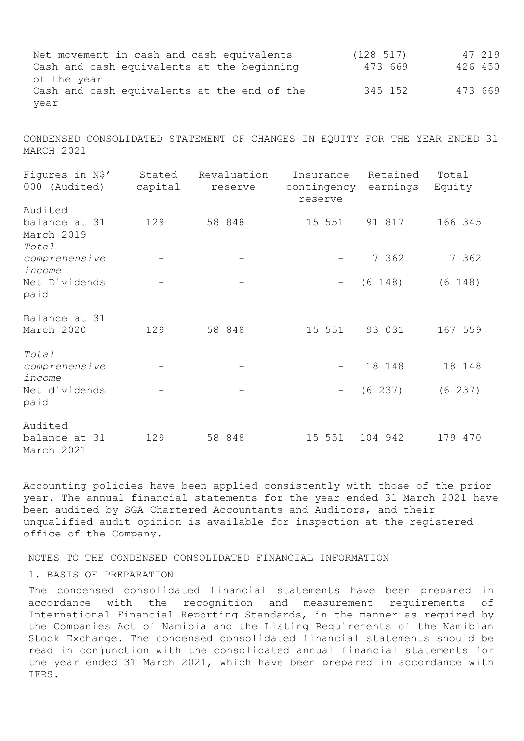| | | |
|---|---|---|
| Net movement in cash and cash equivalents | (128 517) | 47 219 |
| Cash and cash equivalents at the beginning of the year | 473 669 | 426 450 |
| Cash and cash equivalents at the end of the year | 345 152 | 473 669 |

CONDENSED CONSOLIDATED STATEMENT OF CHANGES IN EQUITY FOR THE YEAR ENDED 31 MARCH 2021

| Figures in N$' 000 (Audited) | Stated capital | Revaluation reserve | Insurance contingency reserve | Retained earnings | Total Equity |
|---|---|---|---|---|---|
| Audited balance at 31 March 2019 | 129 | 58 848 | 15 551 | 91 817 | 166 345 |
| *Total comprehensive income* | - | - | - | 7 362 | 7 362 |
| Net Dividends paid | - | - | - | (6 148) | (6 148) |
| Balance at 31 March 2020 | 129 | 58 848 | 15 551 | 93 031 | 167 559 |
| *Total comprehensive income* | - | - | - | 18 148 | 18 148 |
| Net dividends paid | - | - | - | (6 237) | (6 237) |
| Audited balance at 31 March 2021 | 129 | 58 848 | 15 551 | 104 942 | 179 470 |

Accounting policies have been applied consistently with those of the prior year. The annual financial statements for the year ended 31 March 2021 have been audited by SGA Chartered Accountants and Auditors, and their unqualified audit opinion is available for inspection at the registered office of the Company.

NOTES TO THE CONDENSED CONSOLIDATED FINANCIAL INFORMATION

1. BASIS OF PREPARATION

The condensed consolidated financial statements have been prepared in accordance with the recognition and measurement requirements of International Financial Reporting Standards, in the manner as required by the Companies Act of Namibia and the Listing Requirements of the Namibian Stock Exchange. The condensed consolidated financial statements should be read in conjunction with the consolidated annual financial statements for the year ended 31 March 2021, which have been prepared in accordance with IFRS.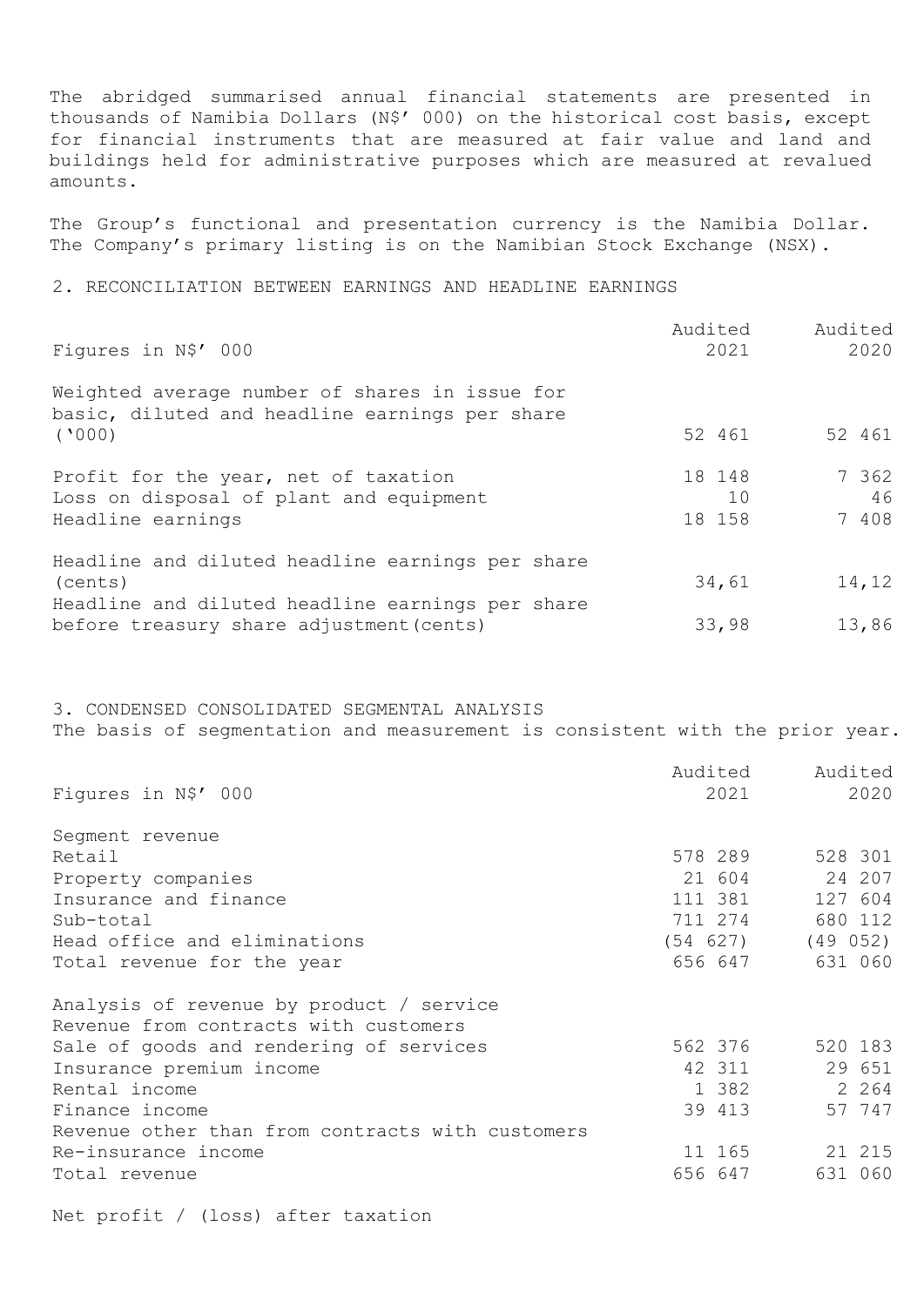The abridged summarised annual financial statements are presented in thousands of Namibia Dollars (N$' 000) on the historical cost basis, except for financial instruments that are measured at fair value and land and buildings held for administrative purposes which are measured at revalued amounts.

The Group's functional and presentation currency is the Namibia Dollar. The Company's primary listing is on the Namibian Stock Exchange (NSX).

## 2. RECONCILIATION BETWEEN EARNINGS AND HEADLINE EARNINGS

| Figures in N$' 000 | Audited 2021 | Audited 2020 |
|---|---|---|
| Weighted average number of shares in issue for basic, diluted and headline earnings per share ('000) | 52 461 | 52 461 |
| Profit for the year, net of taxation | 18 148 | 7 362 |
| Loss on disposal of plant and equipment | 10 | 46 |
| Headline earnings | 18 158 | 7 408 |
| Headline and diluted headline earnings per share (cents) | 34,61 | 14,12 |
| Headline and diluted headline earnings per share before treasury share adjustment(cents) | 33,98 | 13,86 |

## 3. CONDENSED CONSOLIDATED SEGMENTAL ANALYSIS

The basis of segmentation and measurement is consistent with the prior year.

| Figures in N$' 000 | Audited 2021 | Audited 2020 |
|---|---|---|
| Segment revenue | | |
| Retail | 578 289 | 528 301 |
| Property companies | 21 604 | 24 207 |
| Insurance and finance | 111 381 | 127 604 |
| Sub-total | 711 274 | 680 112 |
| Head office and eliminations | (54 627) | (49 052) |
| Total revenue for the year | 656 647 | 631 060 |
| Analysis of revenue by product / service | | |
| Revenue from contracts with customers | | |
| Sale of goods and rendering of services | 562 376 | 520 183 |
| Insurance premium income | 42 311 | 29 651 |
| Rental income | 1 382 | 2 264 |
| Finance income | 39 413 | 57 747 |
| Revenue other than from contracts with customers | | |
| Re-insurance income | 11 165 | 21 215 |
| Total revenue | 656 647 | 631 060 |

Net profit / (loss) after taxation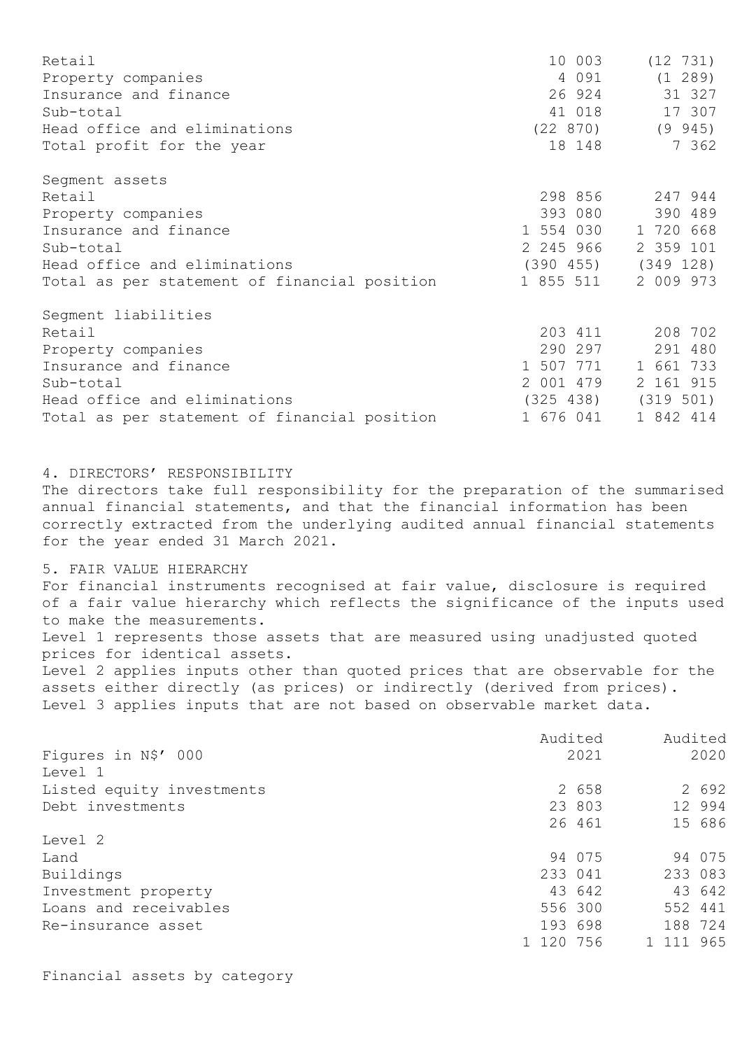| | | |
|---|---|---|
| Retail | 10 003 | (12 731) |
| Property companies | 4 091 | (1 289) |
| Insurance and finance | 26 924 | 31 327 |
| Sub-total | 41 018 | 17 307 |
| Head office and eliminations | (22 870) | (9 945) |
| Total profit for the year | 18 148 | 7 362 |
| | | |
| Segment assets | | |
| Retail | 298 856 | 247 944 |
| Property companies | 393 080 | 390 489 |
| Insurance and finance | 1 554 030 | 1 720 668 |
| Sub-total | 2 245 966 | 2 359 101 |
| Head office and eliminations | (390 455) | (349 128) |
| Total as per statement of financial position | 1 855 511 | 2 009 973 |
| | | |
| Segment liabilities | | |
| Retail | 203 411 | 208 702 |
| Property companies | 290 297 | 291 480 |
| Insurance and finance | 1 507 771 | 1 661 733 |
| Sub-total | 2 001 479 | 2 161 915 |
| Head office and eliminations | (325 438) | (319 501) |
| Total as per statement of financial position | 1 676 041 | 1 842 414 |

## 4. DIRECTORS' RESPONSIBILITY

The directors take full responsibility for the preparation of the summarised annual financial statements, and that the financial information has been correctly extracted from the underlying audited annual financial statements for the year ended 31 March 2021.

## 5. FAIR VALUE HIERARCHY

For financial instruments recognised at fair value, disclosure is required of a fair value hierarchy which reflects the significance of the inputs used to make the measurements.

Level 1 represents those assets that are measured using unadjusted quoted prices for identical assets.

Level 2 applies inputs other than quoted prices that are observable for the assets either directly (as prices) or indirectly (derived from prices).

Level 3 applies inputs that are not based on observable market data.

| Figures in N$' 000 | Audited 2021 | Audited 2020 |
|---|---|---|
| Level 1 | | |
| Listed equity investments | 2 658 | 2 692 |
| Debt investments | 23 803 | 12 994 |
| | 26 461 | 15 686 |
| Level 2 | | |
| Land | 94 075 | 94 075 |
| Buildings | 233 041 | 233 083 |
| Investment property | 43 642 | 43 642 |
| Loans and receivables | 556 300 | 552 441 |
| Re-insurance asset | 193 698 | 188 724 |
| | 1 120 756 | 1 111 965 |

Financial assets by category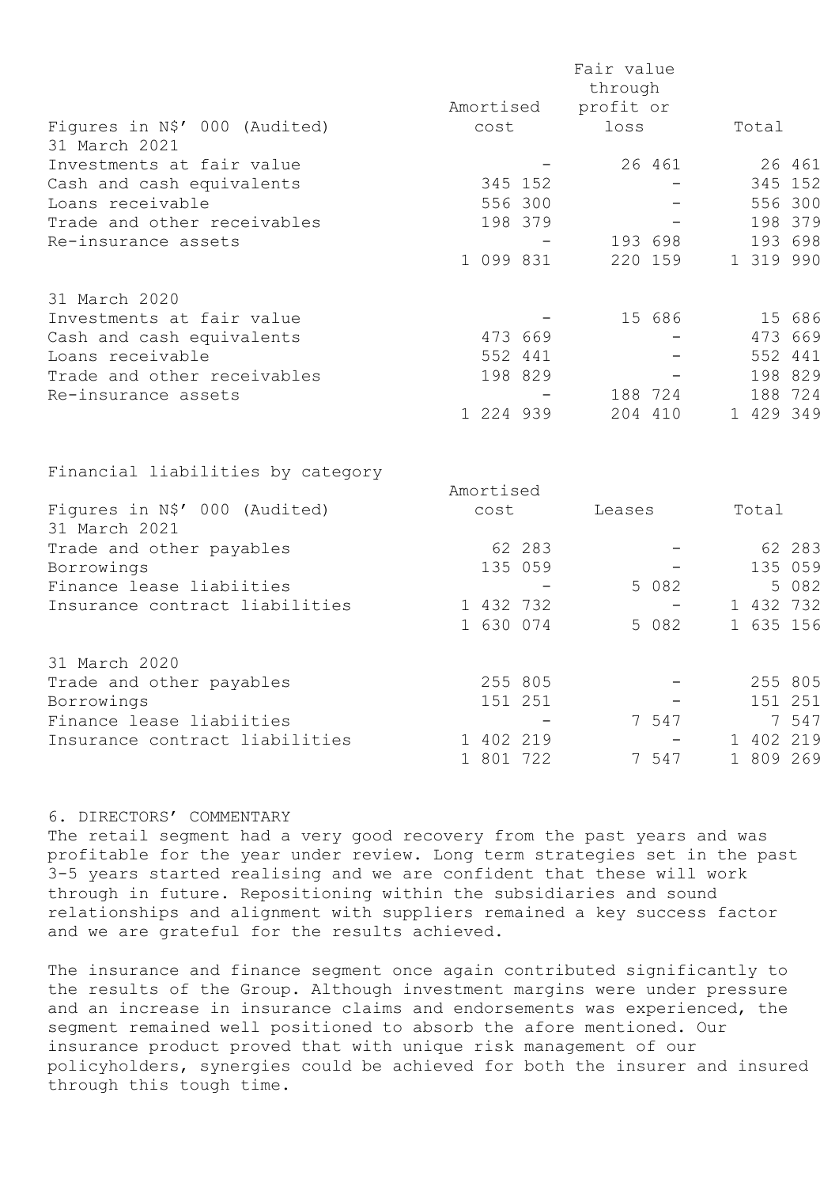| Figures in N$' 000 (Audited) | Amortised cost | Fair value through profit or loss | Total |
|---|---|---|---|
| **31 March 2021** | | | |
| Investments at fair value | - | 26 461 | 26 461 |
| Cash and cash equivalents | 345 152 | - | 345 152 |
| Loans receivable | 556 300 | - | 556 300 |
| Trade and other receivables | 198 379 | - | 198 379 |
| Re-insurance assets | - | 193 698 | 193 698 |
| | 1 099 831 | 220 159 | 1 319 990 |
| **31 March 2020** | | | |
| Investments at fair value | - | 15 686 | 15 686 |
| Cash and cash equivalents | 473 669 | - | 473 669 |
| Loans receivable | 552 441 | - | 552 441 |
| Trade and other receivables | 198 829 | - | 198 829 |
| Re-insurance assets | - | 188 724 | 188 724 |
| | 1 224 939 | 204 410 | 1 429 349 |

Financial liabilities by category

| Figures in N$' 000 (Audited) | Amortised cost | Leases | Total |
|---|---|---|---|
| **31 March 2021** | | | |
| Trade and other payables | 62 283 | - | 62 283 |
| Borrowings | 135 059 | - | 135 059 |
| Finance lease liabiities | - | 5 082 | 5 082 |
| Insurance contract liabilities | 1 432 732 | - | 1 432 732 |
| | 1 630 074 | 5 082 | 1 635 156 |
| **31 March 2020** | | | |
| Trade and other payables | 255 805 | - | 255 805 |
| Borrowings | 151 251 | - | 151 251 |
| Finance lease liabiities | - | 7 547 | 7 547 |
| Insurance contract liabilities | 1 402 219 | - | 1 402 219 |
| | 1 801 722 | 7 547 | 1 809 269 |

## 6. DIRECTORS' COMMENTARY

The retail segment had a very good recovery from the past years and was profitable for the year under review. Long term strategies set in the past 3-5 years started realising and we are confident that these will work through in future. Repositioning within the subsidiaries and sound relationships and alignment with suppliers remained a key success factor and we are grateful for the results achieved.

The insurance and finance segment once again contributed significantly to the results of the Group. Although investment margins were under pressure and an increase in insurance claims and endorsements was experienced, the segment remained well positioned to absorb the afore mentioned. Our insurance product proved that with unique risk management of our policyholders, synergies could be achieved for both the insurer and insured through this tough time.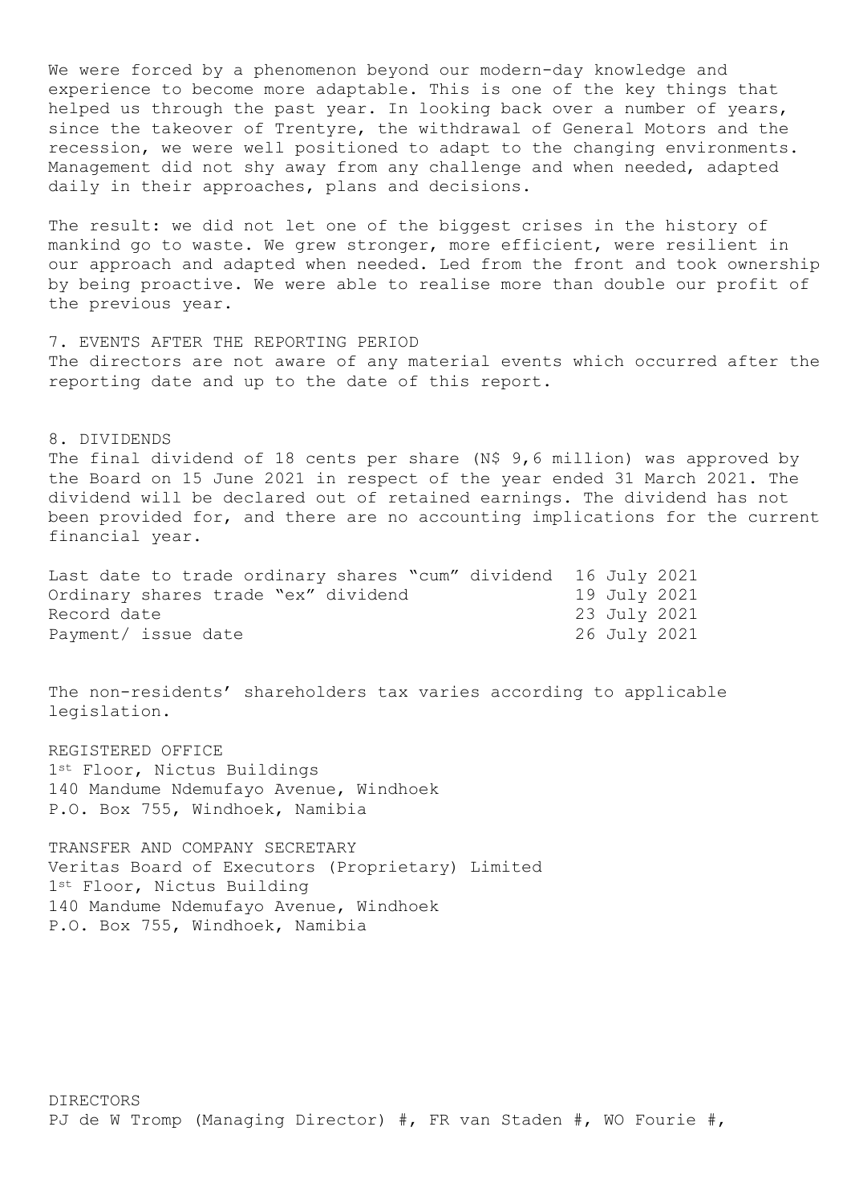We were forced by a phenomenon beyond our modern-day knowledge and experience to become more adaptable. This is one of the key things that helped us through the past year. In looking back over a number of years, since the takeover of Trentyre, the withdrawal of General Motors and the recession, we were well positioned to adapt to the changing environments. Management did not shy away from any challenge and when needed, adapted daily in their approaches, plans and decisions.

The result: we did not let one of the biggest crises in the history of mankind go to waste. We grew stronger, more efficient, were resilient in our approach and adapted when needed. Led from the front and took ownership by being proactive. We were able to realise more than double our profit of the previous year.

## 7. EVENTS AFTER THE REPORTING PERIOD

The directors are not aware of any material events which occurred after the reporting date and up to the date of this report.

## 8. DIVIDENDS

The final dividend of 18 cents per share (N$ 9,6 million) was approved by the Board on 15 June 2021 in respect of the year ended 31 March 2021. The dividend will be declared out of retained earnings. The dividend has not been provided for, and there are no accounting implications for the current financial year.

| | |
|---|---|
| Last date to trade ordinary shares "cum" dividend | 16 July 2021 |
| Ordinary shares trade "ex" dividend | 19 July 2021 |
| Record date | 23 July 2021 |
| Payment/ issue date | 26 July 2021 |

The non-residents' shareholders tax varies according to applicable legislation.

REGISTERED OFFICE
1st Floor, Nictus Buildings
140 Mandume Ndemufayo Avenue, Windhoek
P.O. Box 755, Windhoek, Namibia

TRANSFER AND COMPANY SECRETARY
Veritas Board of Executors (Proprietary) Limited
1st Floor, Nictus Building
140 Mandume Ndemufayo Avenue, Windhoek
P.O. Box 755, Windhoek, Namibia

DIRECTORS
PJ de W Tromp (Managing Director) #, FR van Staden #, WO Fourie #,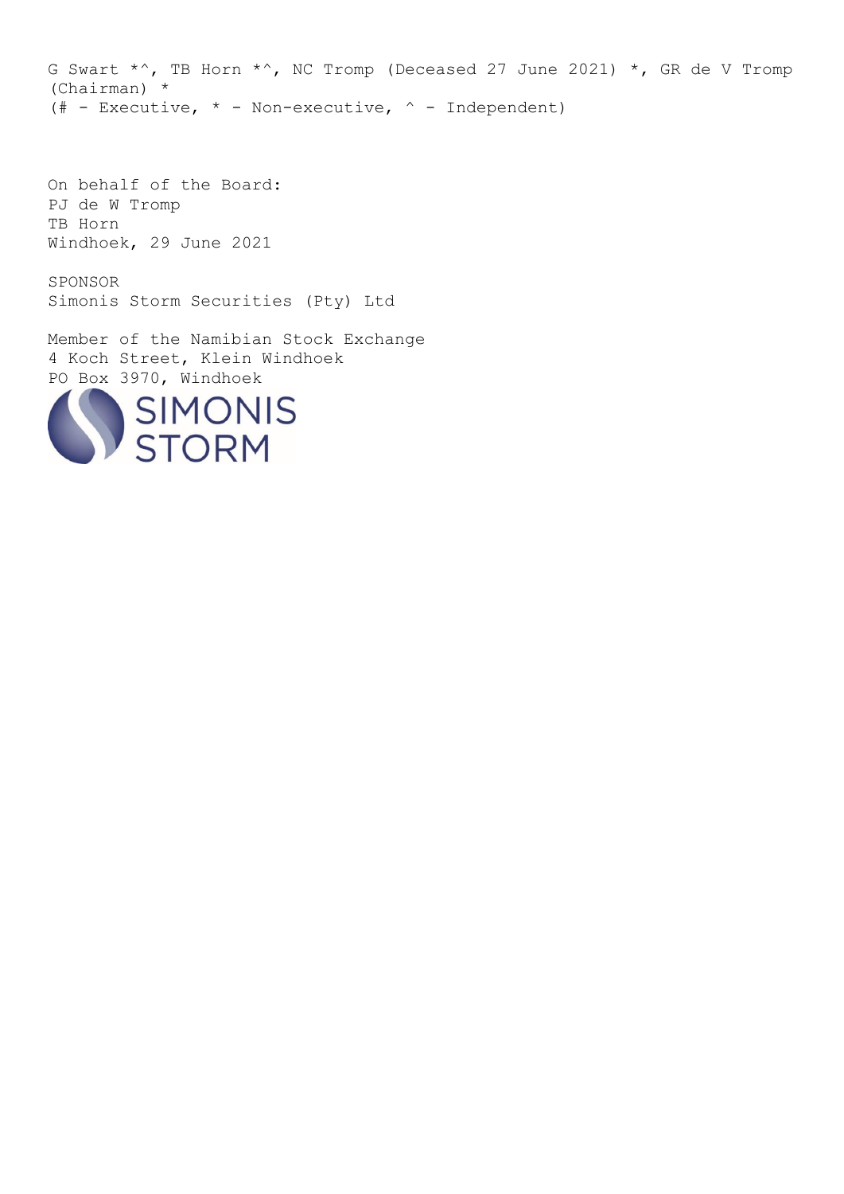G Swart *^, TB Horn *^, NC Tromp (Deceased 27 June 2021) *, GR de V Tromp (Chairman) *
(# - Executive, * - Non-executive, ^ - Independent)

On behalf of the Board:
PJ de W Tromp
TB Horn
Windhoek, 29 June 2021

SPONSOR
Simonis Storm Securities (Pty) Ltd

Member of the Namibian Stock Exchange
4 Koch Street, Klein Windhoek
PO Box 3970, Windhoek

SIMONIS STORM